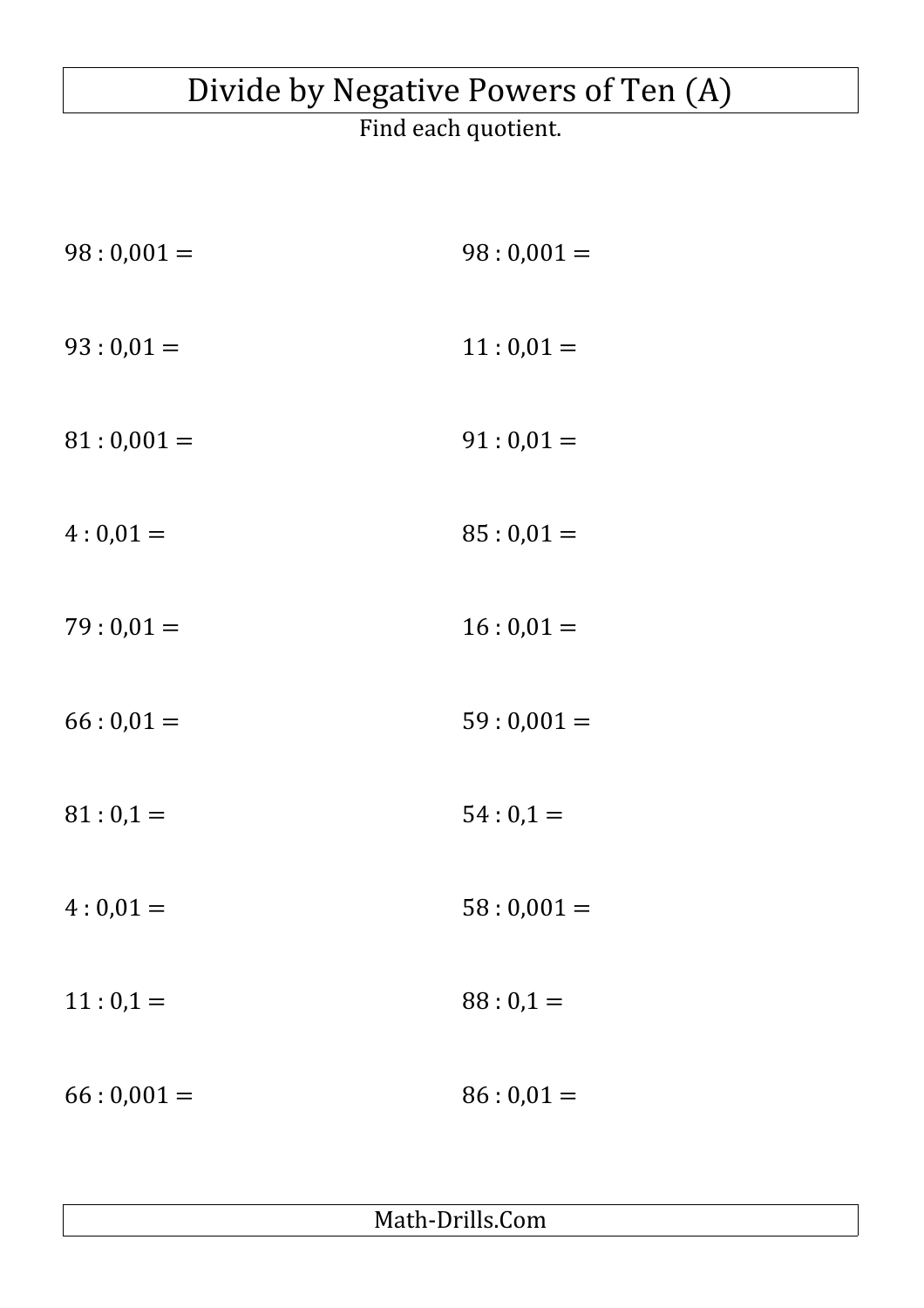# Divide by Negative Powers of Ten (A)

Find each quotient.

$98 : 0{,}001 =$

$98 : 0{,}001 =$

$93 : 0{,}01 =$

$11 : 0{,}01 =$

$81 : 0{,}001 =$

$91 : 0{,}01 =$

$4 : 0{,}01 =$

$85 : 0{,}01 =$

$79 : 0{,}01 =$

$16 : 0{,}01 =$

$66 : 0{,}01 =$

$59 : 0{,}001 =$

$81 : 0{,}1 =$

$54 : 0{,}1 =$

$4 : 0{,}01 =$

$58 : 0{,}001 =$

$11 : 0{,}1 =$

$88 : 0{,}1 =$

$66 : 0{,}001 =$

$86 : 0{,}01 =$

Math-Drills.Com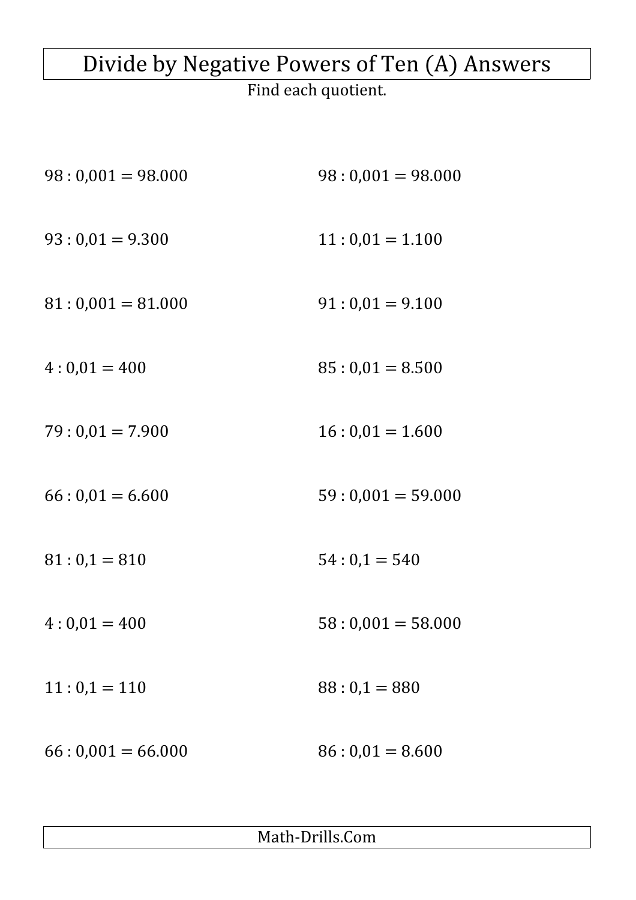# Divide by Negative Powers of Ten (A) Answers

Find each quotient.

98 : 0,001 = 98.000

93 : 0,01 = 9.300

81 : 0,001 = 81.000

4 : 0,01 = 400

79 : 0,01 = 7.900

66 : 0,01 = 6.600

81 : 0,1 = 810

4 : 0,01 = 400

11 : 0,1 = 110

66 : 0,001 = 66.000

98 : 0,001 = 98.000

11 : 0,01 = 1.100

91 : 0,01 = 9.100

85 : 0,01 = 8.500

16 : 0,01 = 1.600

59 : 0,001 = 59.000

54 : 0,1 = 540

58 : 0,001 = 58.000

88 : 0,1 = 880

86 : 0,01 = 8.600

Math-Drills.Com